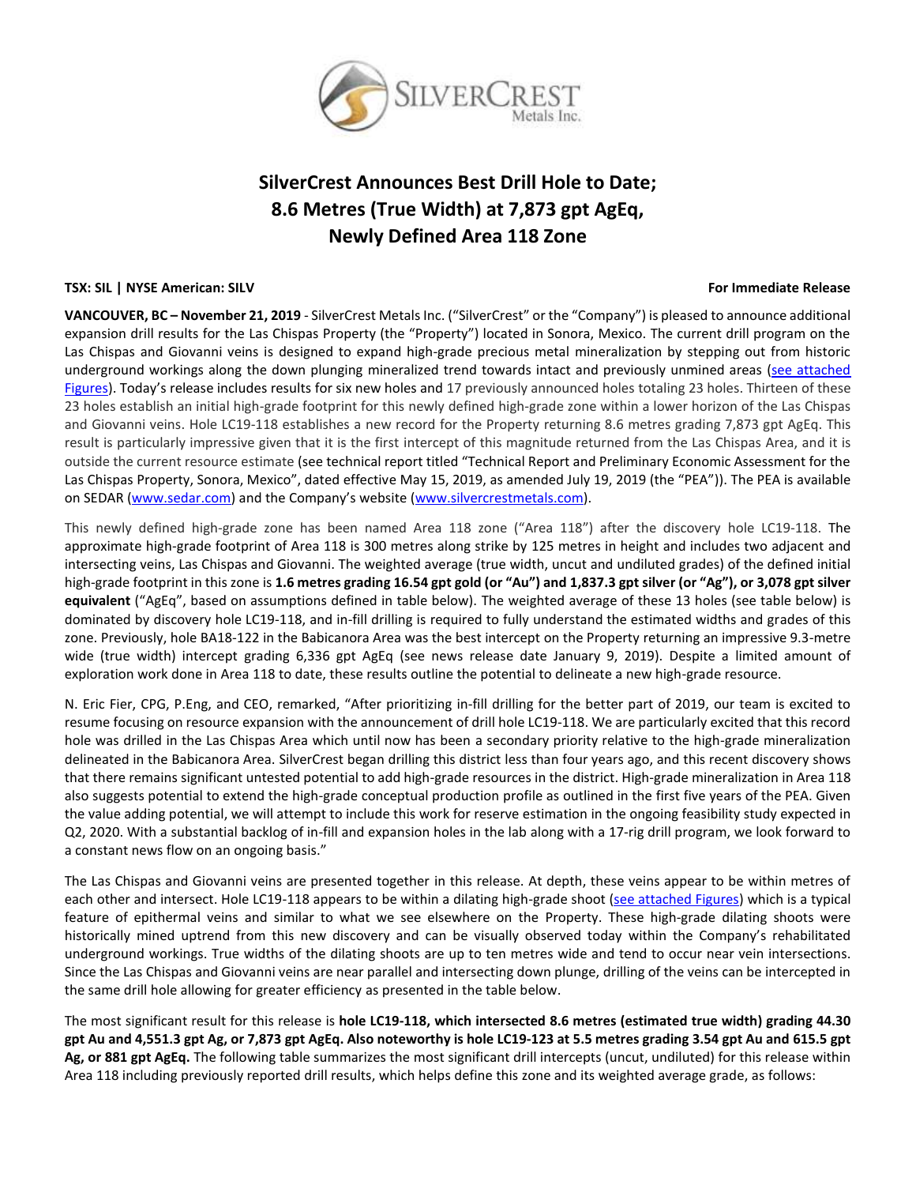# SilverCrest Announces Best Drill Hole to Date; 8.6 Metres (True Width) at 7,873 gpt AgEq, Newly Defined Area 118 Zone

**TSX: SIL | NYSE American: SILV** **For Immediate Release**

**VANCOUVER, BC – November 21, 2019** - SilverCrest Metals Inc. ("SilverCrest" or the "Company") is pleased to announce additional expansion drill results for the Las Chispas Property (the "Property") located in Sonora, Mexico. The current drill program on the Las Chispas and Giovanni veins is designed to expand high-grade precious metal mineralization by stepping out from historic underground workings along the down plunging mineralized trend towards intact and previously unmined areas (see attached Figures). Today's release includes results for six new holes and 17 previously announced holes totaling 23 holes. Thirteen of these 23 holes establish an initial high-grade footprint for this newly defined high-grade zone within a lower horizon of the Las Chispas and Giovanni veins. Hole LC19-118 establishes a new record for the Property returning 8.6 metres grading 7,873 gpt AgEq. This result is particularly impressive given that it is the first intercept of this magnitude returned from the Las Chispas Area, and it is outside the current resource estimate (see technical report titled "Technical Report and Preliminary Economic Assessment for the Las Chispas Property, Sonora, Mexico", dated effective May 15, 2019, as amended July 19, 2019 (the "PEA")). The PEA is available on SEDAR (www.sedar.com) and the Company's website (www.silvercrestmetals.com).

This newly defined high-grade zone has been named Area 118 zone ("Area 118") after the discovery hole LC19-118. The approximate high-grade footprint of Area 118 is 300 metres along strike by 125 metres in height and includes two adjacent and intersecting veins, Las Chispas and Giovanni. The weighted average (true width, uncut and undiluted grades) of the defined initial high-grade footprint in this zone is **1.6 metres grading 16.54 gpt gold (or "Au") and 1,837.3 gpt silver (or "Ag"), or 3,078 gpt silver equivalent** ("AgEq", based on assumptions defined in table below). The weighted average of these 13 holes (see table below) is dominated by discovery hole LC19-118, and in-fill drilling is required to fully understand the estimated widths and grades of this zone. Previously, hole BA18-122 in the Babicanora Area was the best intercept on the Property returning an impressive 9.3-metre wide (true width) intercept grading 6,336 gpt AgEq (see news release date January 9, 2019). Despite a limited amount of exploration work done in Area 118 to date, these results outline the potential to delineate a new high-grade resource.

N. Eric Fier, CPG, P.Eng, and CEO, remarked, "After prioritizing in-fill drilling for the better part of 2019, our team is excited to resume focusing on resource expansion with the announcement of drill hole LC19-118. We are particularly excited that this record hole was drilled in the Las Chispas Area which until now has been a secondary priority relative to the high-grade mineralization delineated in the Babicanora Area. SilverCrest began drilling this district less than four years ago, and this recent discovery shows that there remains significant untested potential to add high-grade resources in the district. High-grade mineralization in Area 118 also suggests potential to extend the high-grade conceptual production profile as outlined in the first five years of the PEA. Given the value adding potential, we will attempt to include this work for reserve estimation in the ongoing feasibility study expected in Q2, 2020. With a substantial backlog of in-fill and expansion holes in the lab along with a 17-rig drill program, we look forward to a constant news flow on an ongoing basis."

The Las Chispas and Giovanni veins are presented together in this release. At depth, these veins appear to be within metres of each other and intersect. Hole LC19-118 appears to be within a dilating high-grade shoot (see attached Figures) which is a typical feature of epithermal veins and similar to what we see elsewhere on the Property. These high-grade dilating shoots were historically mined uptrend from this new discovery and can be visually observed today within the Company's rehabilitated underground workings. True widths of the dilating shoots are up to ten metres wide and tend to occur near vein intersections. Since the Las Chispas and Giovanni veins are near parallel and intersecting down plunge, drilling of the veins can be intercepted in the same drill hole allowing for greater efficiency as presented in the table below.

The most significant result for this release is **hole LC19-118, which intersected 8.6 metres (estimated true width) grading 44.30 gpt Au and 4,551.3 gpt Ag, or 7,873 gpt AgEq. Also noteworthy is hole LC19-123 at 5.5 metres grading 3.54 gpt Au and 615.5 gpt Ag, or 881 gpt AgEq.** The following table summarizes the most significant drill intercepts (uncut, undiluted) for this release within Area 118 including previously reported drill results, which helps define this zone and its weighted average grade, as follows: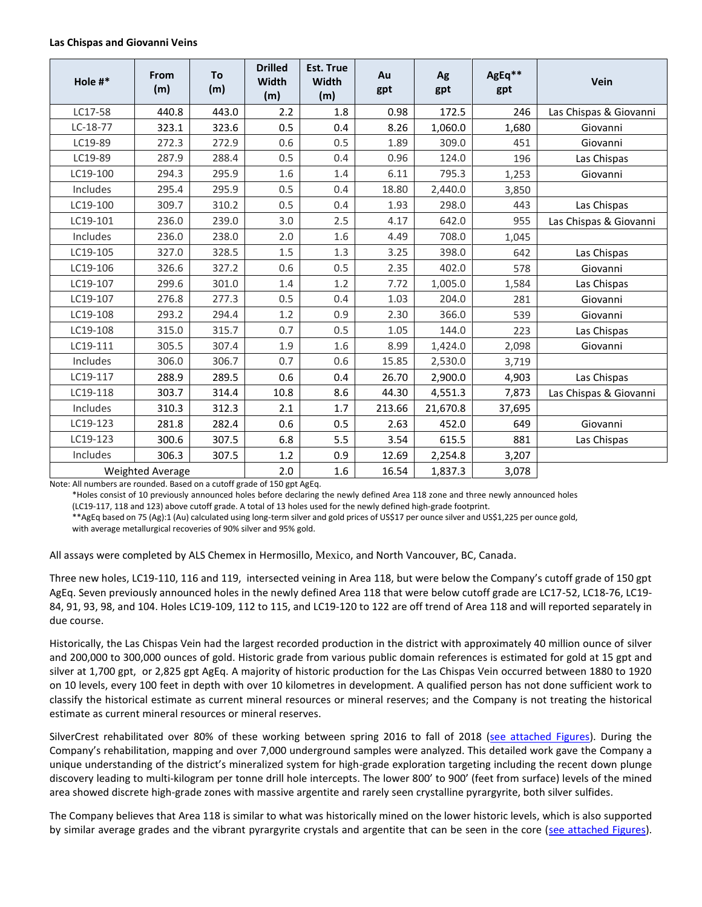**Las Chispas and Giovanni Veins**

| Hole #* | From (m) | To (m) | Drilled Width (m) | Est. True Width (m) | Au gpt | Ag gpt | AgEq** gpt | Vein |
|---|---|---|---|---|---|---|---|---|
| LC17-58 | 440.8 | 443.0 | 2.2 | 1.8 | 0.98 | 172.5 | 246 | Las Chispas & Giovanni |
| LC-18-77 | 323.1 | 323.6 | 0.5 | 0.4 | 8.26 | 1,060.0 | 1,680 | Giovanni |
| LC19-89 | 272.3 | 272.9 | 0.6 | 0.5 | 1.89 | 309.0 | 451 | Giovanni |
| LC19-89 | 287.9 | 288.4 | 0.5 | 0.4 | 0.96 | 124.0 | 196 | Las Chispas |
| LC19-100 | 294.3 | 295.9 | 1.6 | 1.4 | 6.11 | 795.3 | 1,253 | Giovanni |
| Includes | 295.4 | 295.9 | 0.5 | 0.4 | 18.80 | 2,440.0 | 3,850 | |
| LC19-100 | 309.7 | 310.2 | 0.5 | 0.4 | 1.93 | 298.0 | 443 | Las Chispas |
| LC19-101 | 236.0 | 239.0 | 3.0 | 2.5 | 4.17 | 642.0 | 955 | Las Chispas & Giovanni |
| Includes | 236.0 | 238.0 | 2.0 | 1.6 | 4.49 | 708.0 | 1,045 | |
| LC19-105 | 327.0 | 328.5 | 1.5 | 1.3 | 3.25 | 398.0 | 642 | Las Chispas |
| LC19-106 | 326.6 | 327.2 | 0.6 | 0.5 | 2.35 | 402.0 | 578 | Giovanni |
| LC19-107 | 299.6 | 301.0 | 1.4 | 1.2 | 7.72 | 1,005.0 | 1,584 | Las Chispas |
| LC19-107 | 276.8 | 277.3 | 0.5 | 0.4 | 1.03 | 204.0 | 281 | Giovanni |
| LC19-108 | 293.2 | 294.4 | 1.2 | 0.9 | 2.30 | 366.0 | 539 | Giovanni |
| LC19-108 | 315.0 | 315.7 | 0.7 | 0.5 | 1.05 | 144.0 | 223 | Las Chispas |
| LC19-111 | 305.5 | 307.4 | 1.9 | 1.6 | 8.99 | 1,424.0 | 2,098 | Giovanni |
| Includes | 306.0 | 306.7 | 0.7 | 0.6 | 15.85 | 2,530.0 | 3,719 | |
| LC19-117 | 288.9 | 289.5 | 0.6 | 0.4 | 26.70 | 2,900.0 | 4,903 | Las Chispas |
| LC19-118 | 303.7 | 314.4 | 10.8 | 8.6 | 44.30 | 4,551.3 | 7,873 | Las Chispas & Giovanni |
| Includes | 310.3 | 312.3 | 2.1 | 1.7 | 213.66 | 21,670.8 | 37,695 | |
| LC19-123 | 281.8 | 282.4 | 0.6 | 0.5 | 2.63 | 452.0 | 649 | Giovanni |
| LC19-123 | 300.6 | 307.5 | 6.8 | 5.5 | 3.54 | 615.5 | 881 | Las Chispas |
| Includes | 306.3 | 307.5 | 1.2 | 0.9 | 12.69 | 2,254.8 | 3,207 | |
| Weighted Average | | | 2.0 | 1.6 | 16.54 | 1,837.3 | 3,078 | |

Note: All numbers are rounded. Based on a cutoff grade of 150 gpt AgEq.

*Holes consist of 10 previously announced holes before declaring the newly defined Area 118 zone and three newly announced holes (LC19-117, 118 and 123) above cutoff grade. A total of 13 holes used for the newly defined high-grade footprint.

**AgEq based on 75 (Ag):1 (Au) calculated using long-term silver and gold prices of US$17 per ounce silver and US$1,225 per ounce gold, with average metallurgical recoveries of 90% silver and 95% gold.

All assays were completed by ALS Chemex in Hermosillo, Mexico, and North Vancouver, BC, Canada.

Three new holes, LC19-110, 116 and 119, intersected veining in Area 118, but were below the Company's cutoff grade of 150 gpt AgEq. Seven previously announced holes in the newly defined Area 118 that were below cutoff grade are LC17-52, LC18-76, LC19-84, 91, 93, 98, and 104. Holes LC19-109, 112 to 115, and LC19-120 to 122 are off trend of Area 118 and will reported separately in due course.

Historically, the Las Chispas Vein had the largest recorded production in the district with approximately 40 million ounce of silver and 200,000 to 300,000 ounces of gold. Historic grade from various public domain references is estimated for gold at 15 gpt and silver at 1,700 gpt, or 2,825 gpt AgEq. A majority of historic production for the Las Chispas Vein occurred between 1880 to 1920 on 10 levels, every 100 feet in depth with over 10 kilometres in development. A qualified person has not done sufficient work to classify the historical estimate as current mineral resources or mineral reserves; and the Company is not treating the historical estimate as current mineral resources or mineral reserves.

SilverCrest rehabilitated over 80% of these working between spring 2016 to fall of 2018 (see attached Figures). During the Company's rehabilitation, mapping and over 7,000 underground samples were analyzed. This detailed work gave the Company a unique understanding of the district's mineralized system for high-grade exploration targeting including the recent down plunge discovery leading to multi-kilogram per tonne drill hole intercepts. The lower 800' to 900' (feet from surface) levels of the mined area showed discrete high-grade zones with massive argentite and rarely seen crystalline pyrargyrite, both silver sulfides.

The Company believes that Area 118 is similar to what was historically mined on the lower historic levels, which is also supported by similar average grades and the vibrant pyrargyrite crystals and argentite that can be seen in the core (see attached Figures).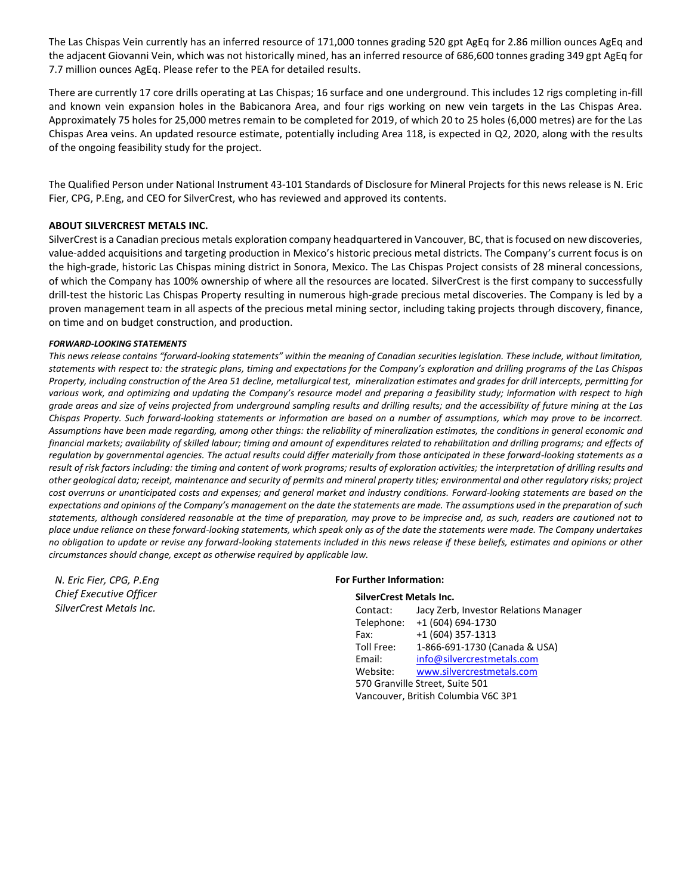The Las Chispas Vein currently has an inferred resource of 171,000 tonnes grading 520 gpt AgEq for 2.86 million ounces AgEq and the adjacent Giovanni Vein, which was not historically mined, has an inferred resource of 686,600 tonnes grading 349 gpt AgEq for 7.7 million ounces AgEq. Please refer to the PEA for detailed results.

There are currently 17 core drills operating at Las Chispas; 16 surface and one underground. This includes 12 rigs completing in-fill and known vein expansion holes in the Babicanora Area, and four rigs working on new vein targets in the Las Chispas Area. Approximately 75 holes for 25,000 metres remain to be completed for 2019, of which 20 to 25 holes (6,000 metres) are for the Las Chispas Area veins. An updated resource estimate, potentially including Area 118, is expected in Q2, 2020, along with the results of the ongoing feasibility study for the project.

The Qualified Person under National Instrument 43-101 Standards of Disclosure for Mineral Projects for this news release is N. Eric Fier, CPG, P.Eng, and CEO for SilverCrest, who has reviewed and approved its contents.

**ABOUT SILVERCREST METALS INC.**

SilverCrest is a Canadian precious metals exploration company headquartered in Vancouver, BC, that is focused on new discoveries, value-added acquisitions and targeting production in Mexico's historic precious metal districts. The Company's current focus is on the high-grade, historic Las Chispas mining district in Sonora, Mexico. The Las Chispas Project consists of 28 mineral concessions, of which the Company has 100% ownership of where all the resources are located. SilverCrest is the first company to successfully drill-test the historic Las Chispas Property resulting in numerous high-grade precious metal discoveries. The Company is led by a proven management team in all aspects of the precious metal mining sector, including taking projects through discovery, finance, on time and on budget construction, and production.

***FORWARD-LOOKING STATEMENTS***

*This news release contains "forward-looking statements" within the meaning of Canadian securities legislation. These include, without limitation, statements with respect to: the strategic plans, timing and expectations for the Company's exploration and drilling programs of the Las Chispas Property, including construction of the Area 51 decline, metallurgical test, mineralization estimates and grades for drill intercepts, permitting for various work, and optimizing and updating the Company's resource model and preparing a feasibility study; information with respect to high grade areas and size of veins projected from underground sampling results and drilling results; and the accessibility of future mining at the Las Chispas Property. Such forward-looking statements or information are based on a number of assumptions, which may prove to be incorrect. Assumptions have been made regarding, among other things: the reliability of mineralization estimates, the conditions in general economic and financial markets; availability of skilled labour; timing and amount of expenditures related to rehabilitation and drilling programs; and effects of regulation by governmental agencies. The actual results could differ materially from those anticipated in these forward-looking statements as a result of risk factors including: the timing and content of work programs; results of exploration activities; the interpretation of drilling results and other geological data; receipt, maintenance and security of permits and mineral property titles; environmental and other regulatory risks; project cost overruns or unanticipated costs and expenses; and general market and industry conditions. Forward-looking statements are based on the expectations and opinions of the Company's management on the date the statements are made. The assumptions used in the preparation of such statements, although considered reasonable at the time of preparation, may prove to be imprecise and, as such, readers are cautioned not to place undue reliance on these forward-looking statements, which speak only as of the date the statements were made. The Company undertakes no obligation to update or revise any forward-looking statements included in this news release if these beliefs, estimates and opinions or other circumstances should change, except as otherwise required by applicable law.*

*N. Eric Fier, CPG, P.Eng*
*Chief Executive Officer*
*SilverCrest Metals Inc.*

**For Further Information:**

**SilverCrest Metals Inc.**

Contact: Jacy Zerb, Investor Relations Manager
Telephone: +1 (604) 694-1730
Fax: +1 (604) 357-1313
Toll Free: 1-866-691-1730 (Canada & USA)
Email: info@silvercrestmetals.com
Website: www.silvercrestmetals.com
570 Granville Street, Suite 501
Vancouver, British Columbia V6C 3P1